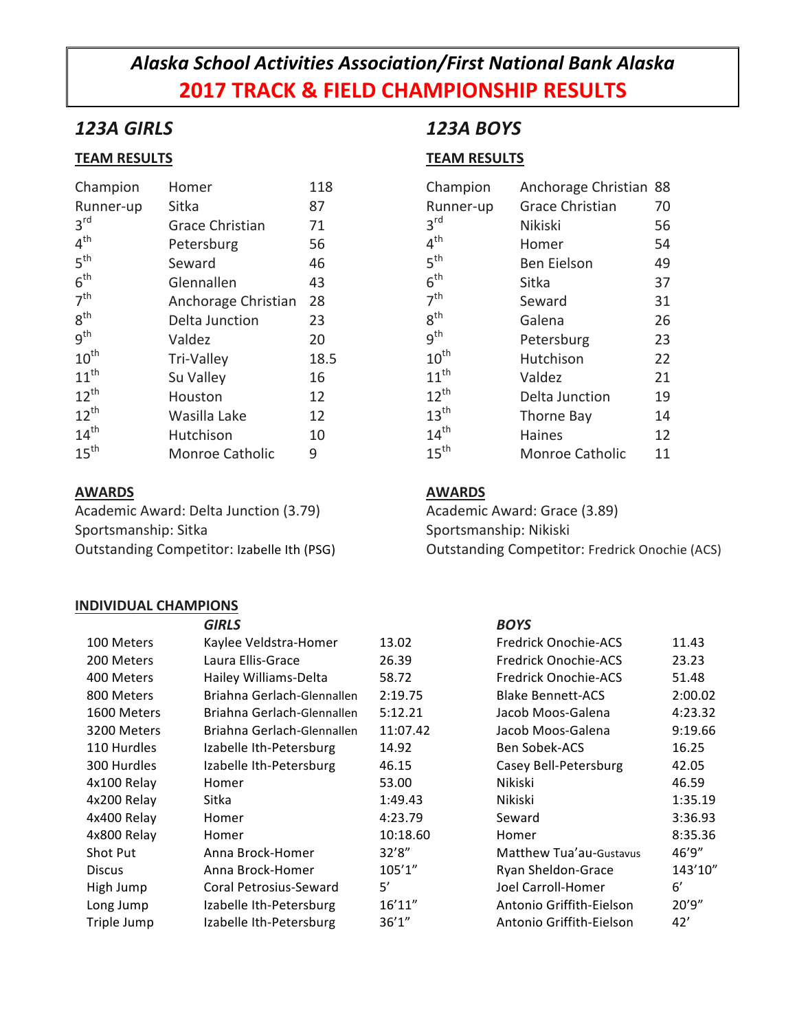# Alaska School Activities Association/First National Bank Alaska

# 2017 TRACK & FIELD CHAMPIONSHIP RESULTS

## 123A GIRLS

### TEAM RESULTS

| Place | Team | Points |
|---|---|---|
| Champion | Homer | 118 |
| Runner-up | Sitka | 87 |
| 3rd | Grace Christian | 71 |
| 4th | Petersburg | 56 |
| 5th | Seward | 46 |
| 6th | Glennallen | 43 |
| 7th | Anchorage Christian | 28 |
| 8th | Delta Junction | 23 |
| 9th | Valdez | 20 |
| 10th | Tri-Valley | 18.5 |
| 11th | Su Valley | 16 |
| 12th | Houston | 12 |
| 12th | Wasilla Lake | 12 |
| 14th | Hutchison | 10 |
| 15th | Monroe Catholic | 9 |

### AWARDS

Academic Award: Delta Junction (3.79)
Sportsmanship: Sitka
Outstanding Competitor: Izabelle Ith (PSG)

## 123A BOYS

### TEAM RESULTS

| Place | Team | Points |
|---|---|---|
| Champion | Anchorage Christian | 88 |
| Runner-up | Grace Christian | 70 |
| 3rd | Nikiski | 56 |
| 4th | Homer | 54 |
| 5th | Ben Eielson | 49 |
| 6th | Sitka | 37 |
| 7th | Seward | 31 |
| 8th | Galena | 26 |
| 9th | Petersburg | 23 |
| 10th | Hutchison | 22 |
| 11th | Valdez | 21 |
| 12th | Delta Junction | 19 |
| 13th | Thorne Bay | 14 |
| 14th | Haines | 12 |
| 15th | Monroe Catholic | 11 |

### AWARDS

Academic Award: Grace (3.89)
Sportsmanship: Nikiski
Outstanding Competitor: Fredrick Onochie (ACS)

## INDIVIDUAL CHAMPIONS

| Event | GIRLS | | BOYS | |
|---|---|---|---|---|
| 100 Meters | Kaylee Veldstra-Homer | 13.02 | Fredrick Onochie-ACS | 11.43 |
| 200 Meters | Laura Ellis-Grace | 26.39 | Fredrick Onochie-ACS | 23.23 |
| 400 Meters | Hailey Williams-Delta | 58.72 | Fredrick Onochie-ACS | 51.48 |
| 800 Meters | Briahna Gerlach-Glennallen | 2:19.75 | Blake Bennett-ACS | 2:00.02 |
| 1600 Meters | Briahna Gerlach-Glennallen | 5:12.21 | Jacob Moos-Galena | 4:23.32 |
| 3200 Meters | Briahna Gerlach-Glennallen | 11:07.42 | Jacob Moos-Galena | 9:19.66 |
| 110 Hurdles | Izabelle Ith-Petersburg | 14.92 | Ben Sobek-ACS | 16.25 |
| 300 Hurdles | Izabelle Ith-Petersburg | 46.15 | Casey Bell-Petersburg | 42.05 |
| 4x100 Relay | Homer | 53.00 | Nikiski | 46.59 |
| 4x200 Relay | Sitka | 1:49.43 | Nikiski | 1:35.19 |
| 4x400 Relay | Homer | 4:23.79 | Seward | 3:36.93 |
| 4x800 Relay | Homer | 10:18.60 | Homer | 8:35.36 |
| Shot Put | Anna Brock-Homer | 32'8" | Matthew Tua'au-Gustavus | 46'9" |
| Discus | Anna Brock-Homer | 105'1" | Ryan Sheldon-Grace | 143'10" |
| High Jump | Coral Petrosius-Seward | 5' | Joel Carroll-Homer | 6' |
| Long Jump | Izabelle Ith-Petersburg | 16'11" | Antonio Griffith-Eielson | 20'9" |
| Triple Jump | Izabelle Ith-Petersburg | 36'1" | Antonio Griffith-Eielson | 42' |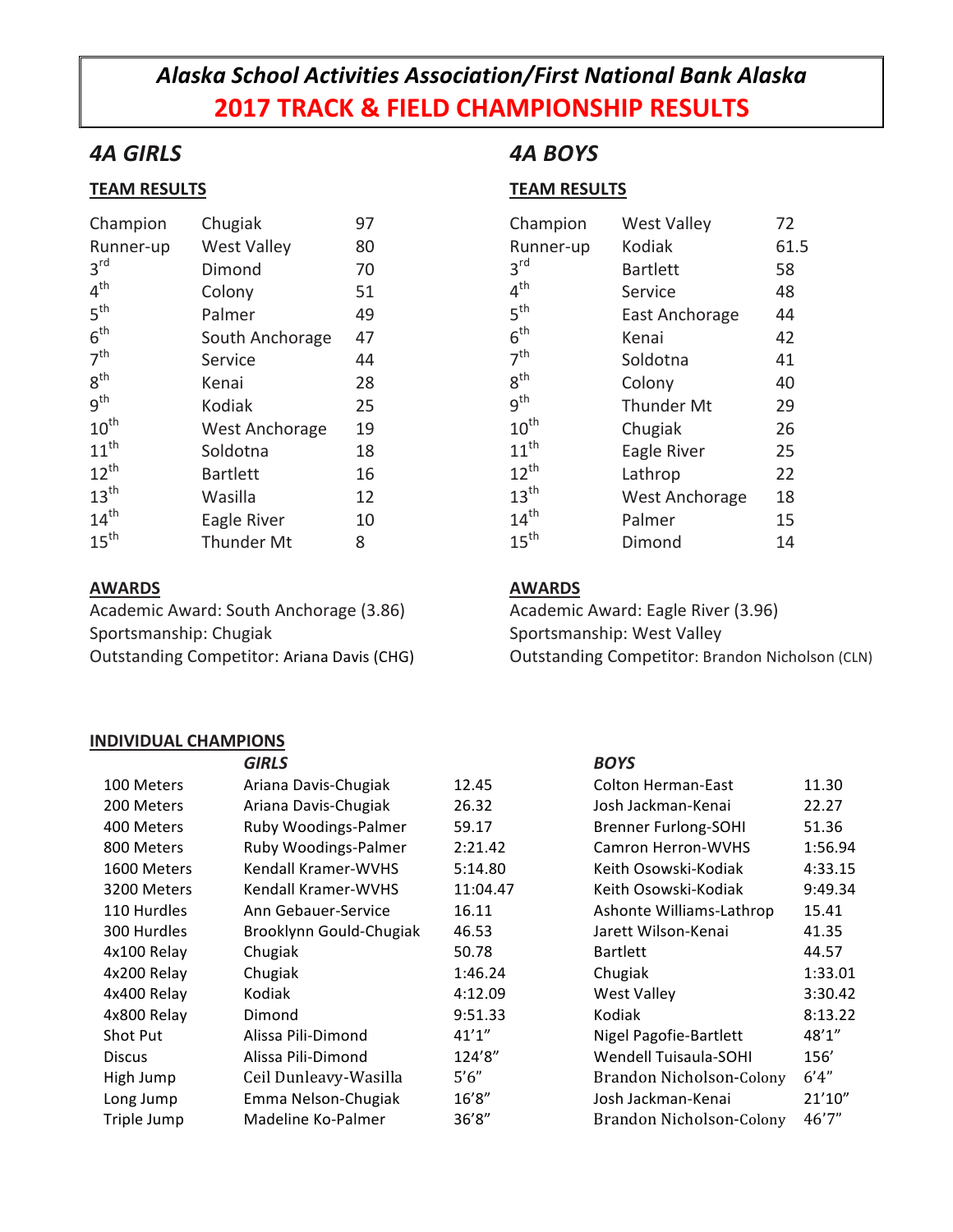# *Alaska School Activities Association/First National Bank Alaska*
# 2017 TRACK & FIELD CHAMPIONSHIP RESULTS

## *4A GIRLS*

### TEAM RESULTS

| | | |
|---|---|---|
| Champion | Chugiak | 97 |
| Runner-up | West Valley | 80 |
| 3rd | Dimond | 70 |
| 4th | Colony | 51 |
| 5th | Palmer | 49 |
| 6th | South Anchorage | 47 |
| 7th | Service | 44 |
| 8th | Kenai | 28 |
| 9th | Kodiak | 25 |
| 10th | West Anchorage | 19 |
| 11th | Soldotna | 18 |
| 12th | Bartlett | 16 |
| 13th | Wasilla | 12 |
| 14th | Eagle River | 10 |
| 15th | Thunder Mt | 8 |

### AWARDS

Academic Award: South Anchorage (3.86)
Sportsmanship: Chugiak
Outstanding Competitor: Ariana Davis (CHG)

## *4A BOYS*

### TEAM RESULTS

| | | |
|---|---|---|
| Champion | West Valley | 72 |
| Runner-up | Kodiak | 61.5 |
| 3rd | Bartlett | 58 |
| 4th | Service | 48 |
| 5th | East Anchorage | 44 |
| 6th | Kenai | 42 |
| 7th | Soldotna | 41 |
| 8th | Colony | 40 |
| 9th | Thunder Mt | 29 |
| 10th | Chugiak | 26 |
| 11th | Eagle River | 25 |
| 12th | Lathrop | 22 |
| 13th | West Anchorage | 18 |
| 14th | Palmer | 15 |
| 15th | Dimond | 14 |

### AWARDS

Academic Award: Eagle River (3.96)
Sportsmanship: West Valley
Outstanding Competitor: Brandon Nicholson (CLN)

### INDIVIDUAL CHAMPIONS

| | *GIRLS* | | *BOYS* | |
|---|---|---|---|---|
| 100 Meters | Ariana Davis-Chugiak | 12.45 | Colton Herman-East | 11.30 |
| 200 Meters | Ariana Davis-Chugiak | 26.32 | Josh Jackman-Kenai | 22.27 |
| 400 Meters | Ruby Woodings-Palmer | 59.17 | Brenner Furlong-SOHI | 51.36 |
| 800 Meters | Ruby Woodings-Palmer | 2:21.42 | Camron Herron-WVHS | 1:56.94 |
| 1600 Meters | Kendall Kramer-WVHS | 5:14.80 | Keith Osowski-Kodiak | 4:33.15 |
| 3200 Meters | Kendall Kramer-WVHS | 11:04.47 | Keith Osowski-Kodiak | 9:49.34 |
| 110 Hurdles | Ann Gebauer-Service | 16.11 | Ashonte Williams-Lathrop | 15.41 |
| 300 Hurdles | Brooklynn Gould-Chugiak | 46.53 | Jarett Wilson-Kenai | 41.35 |
| 4x100 Relay | Chugiak | 50.78 | Bartlett | 44.57 |
| 4x200 Relay | Chugiak | 1:46.24 | Chugiak | 1:33.01 |
| 4x400 Relay | Kodiak | 4:12.09 | West Valley | 3:30.42 |
| 4x800 Relay | Dimond | 9:51.33 | Kodiak | 8:13.22 |
| Shot Put | Alissa Pili-Dimond | 41'1" | Nigel Pagofie-Bartlett | 48'1" |
| Discus | Alissa Pili-Dimond | 124'8" | Wendell Tuisaula-SOHI | 156' |
| High Jump | Ceil Dunleavy-Wasilla | 5'6" | Brandon Nicholson-Colony | 6'4" |
| Long Jump | Emma Nelson-Chugiak | 16'8" | Josh Jackman-Kenai | 21'10" |
| Triple Jump | Madeline Ko-Palmer | 36'8" | Brandon Nicholson-Colony | 46'7" |